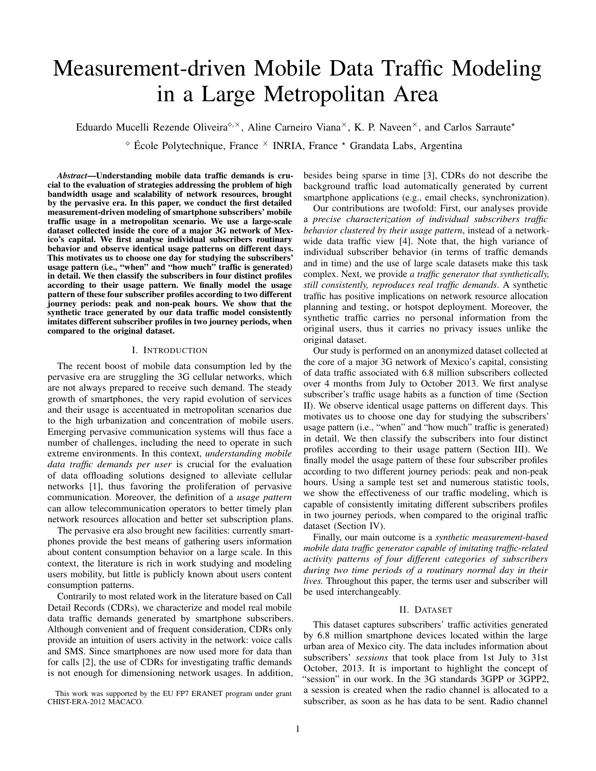# Measurement-driven Mobile Data Traffic Modeling in a Large Metropolitan Area

Eduardo Mucelli Rezende Oliveira[◇,×], Aline Carneiro Viana[×], K. P. Naveen[×], and Carlos Sarraute[⋆]

[◇] École Polytechnique, France [×] INRIA, France [⋆] Grandata Labs, Argentina

***Abstract*—Understanding mobile data traffic demands is crucial to the evaluation of strategies addressing the problem of high bandwidth usage and scalability of network resources, brought by the pervasive era. In this paper, we conduct the first detailed measurement-driven modeling of smartphone subscribers' mobile traffic usage in a metropolitan scenario. We use a large-scale dataset collected inside the core of a major 3G network of Mexico's capital. We first analyse individual subscribers routinary behavior and observe identical usage patterns on different days. This motivates us to choose one day for studying the subscribers' usage pattern (i.e., "when" and "how much" traffic is generated) in detail. We then classify the subscribers in four distinct profiles according to their usage pattern. We finally model the usage pattern of these four subscriber profiles according to two different journey periods: peak and non-peak hours. We show that the synthetic trace generated by our data traffic model consistently imitates different subscriber profiles in two journey periods, when compared to the original dataset.**

## I. Introduction

The recent boost of mobile data consumption led by the pervasive era are struggling the 3G cellular networks, which are not always prepared to receive such demand. The steady growth of smartphones, the very rapid evolution of services and their usage is accentuated in metropolitan scenarios due to the high urbanization and concentration of mobile users. Emerging pervasive communication systems will thus face a number of challenges, including the need to operate in such extreme environments. In this context, *understanding mobile data traffic demands per user* is crucial for the evaluation of data offloading solutions designed to alleviate cellular networks [1], thus favoring the proliferation of pervasive communication. Moreover, the definition of a *usage pattern* can allow telecommunication operators to better timely plan network resources allocation and better set subscription plans.

The pervasive era also brought new facilities: currently smartphones provide the best means of gathering users information about content consumption behavior on a large scale. In this context, the literature is rich in work studying and modeling users mobility, but little is publicly known about users content consumption patterns.

Contrarily to most related work in the literature based on Call Detail Records (CDRs), we characterize and model real mobile data traffic demands generated by smartphone subscribers. Although convenient and of frequent consideration, CDRs only provide an intuition of users activity in the network: voice calls and SMS. Since smartphones are now used more for data than for calls [2], the use of CDRs for investigating traffic demands is not enough for dimensioning network usages. In addition, besides being sparse in time [3], CDRs do not describe the background traffic load automatically generated by current smartphone applications (e.g., email checks, synchronization).

Our contributions are twofold: First, our analyses provide a *precise characterization of individual subscribers traffic behavior clustered by their usage pattern*, instead of a network-wide data traffic view [4]. Note that, the high variance of individual subscriber behavior (in terms of traffic demands and in time) and the use of large scale datasets make this task complex. Next, we provide *a traffic generator that synthetically, still consistently, reproduces real traffic demands*. A synthetic traffic has positive implications on network resource allocation planning and testing, or hotspot deployment. Moreover, the synthetic traffic carries no personal information from the original users, thus it carries no privacy issues unlike the original dataset.

Our study is performed on an anonymized dataset collected at the core of a major 3G network of Mexico's capital, consisting of data traffic associated with 6.8 million subscribers collected over 4 months from July to October 2013. We first analyse subscriber's traffic usage habits as a function of time (Section II). We observe identical usage patterns on different days. This motivates us to choose one day for studying the subscribers' usage pattern (i.e., "when" and "how much" traffic is generated) in detail. We then classify the subscribers into four distinct profiles according to their usage pattern (Section III). We finally model the usage pattern of these four subscriber profiles according to two different journey periods: peak and non-peak hours. Using a sample test set and numerous statistic tools, we show the effectiveness of our traffic modeling, which is capable of consistently imitating different subscribers profiles in two journey periods, when compared to the original traffic dataset (Section IV).

Finally, our main outcome is a *synthetic measurement-based mobile data traffic generator capable of imitating traffic-related activity patterns of four different categories of subscribers during two time periods of a routinary normal day in their lives.* Throughout this paper, the terms user and subscriber will be used interchangeably.

## II. Dataset

This dataset captures subscribers' traffic activities generated by 6.8 million smartphone devices located within the large urban area of Mexico city. The data includes information about subscribers' *sessions* that took place from 1st July to 31st October, 2013. It is important to highlight the concept of "session" in our work. In the 3G standards 3GPP or 3GPP2, a session is created when the radio channel is allocated to a subscriber, as soon as he has data to be sent. Radio channel

This work was supported by the EU FP7 ERANET program under grant CHIST-ERA-2012 MACACO.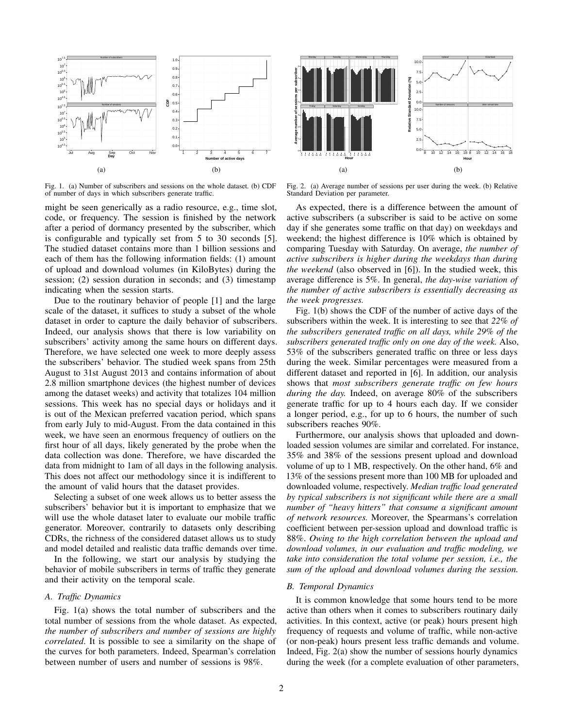Fig. 1. (a) Number of subscribers and sessions on the whole dataset. (b) CDF of number of days in which subscribers generate traffic.

Fig. 2. (a) Average number of sessions per user during the week. (b) Relative Standard Deviation per parameter.

might be seen generically as a radio resource, e.g., time slot, code, or frequency. The session is finished by the network after a period of dormancy presented by the subscriber, which is configurable and typically set from 5 to 30 seconds [5]. The studied dataset contains more than 1 billion sessions and each of them has the following information fields: (1) amount of upload and download volumes (in KiloBytes) during the session; (2) session duration in seconds; and (3) timestamp indicating when the session starts.

Due to the routinary behavior of people [1] and the large scale of the dataset, it suffices to study a subset of the whole dataset in order to capture the daily behavior of subscribers. Indeed, our analysis shows that there is low variability on subscribers' activity among the same hours on different days. Therefore, we have selected one week to more deeply assess the subscribers' behavior. The studied week spans from 25th August to 31st August 2013 and contains information of about 2.8 million smartphone devices (the highest number of devices among the dataset weeks) and activity that totalizes 104 million sessions. This week has no special days or holidays and it is out of the Mexican preferred vacation period, which spans from early July to mid-August. From the data contained in this week, we have seen an enormous frequency of outliers on the first hour of all days, likely generated by the probe when the data collection was done. Therefore, we have discarded the data from midnight to 1am of all days in the following analysis. This does not affect our methodology since it is indifferent to the amount of valid hours that the dataset provides.

Selecting a subset of one week allows us to better assess the subscribers' behavior but it is important to emphasize that we will use the whole dataset later to evaluate our mobile traffic generator. Moreover, contrarily to datasets only describing CDRs, the richness of the considered dataset allows us to study and model detailed and realistic data traffic demands over time.

In the following, we start our analysis by studying the behavior of mobile subscribers in terms of traffic they generate and their activity on the temporal scale.

### A. Traffic Dynamics

Fig. 1(a) shows the total number of subscribers and the total number of sessions from the whole dataset. As expected, *the number of subscribers and number of sessions are highly correlated*. It is possible to see a similarity on the shape of the curves for both parameters. Indeed, Spearman's correlation between number of users and number of sessions is 98%.

As expected, there is a difference between the amount of active subscribers (a subscriber is said to be active on some day if she generates some traffic on that day) on weekdays and weekend; the highest difference is 10% which is obtained by comparing Tuesday with Saturday. On average, *the number of active subscribers is higher during the weekdays than during the weekend* (also observed in [6]). In the studied week, this average difference is 5%. In general, *the day-wise variation of the number of active subscribers is essentially decreasing as the week progresses.*

Fig. 1(b) shows the CDF of the number of active days of the subscribers within the week. It is interesting to see that *22% of the subscribers generated traffic on all days, while 29% of the subscribers generated traffic only on one day of the week.* Also, 53% of the subscribers generated traffic on three or less days during the week. Similar percentages were measured from a different dataset and reported in [6]. In addition, our analysis shows that *most subscribers generate traffic on few hours during the day.* Indeed, on average 80% of the subscribers generate traffic for up to 4 hours each day. If we consider a longer period, e.g., for up to 6 hours, the number of such subscribers reaches 90%.

Furthermore, our analysis shows that uploaded and downloaded session volumes are similar and correlated. For instance, 35% and 38% of the sessions present upload and download volume of up to 1 MB, respectively. On the other hand, 6% and 13% of the sessions present more than 100 MB for uploaded and downloaded volume, respectively. *Median traffic load generated by typical subscribers is not significant while there are a small number of "heavy hitters" that consume a significant amount of network resources.* Moreover, the Spearmans's correlation coefficient between per-session upload and download traffic is 88%. *Owing to the high correlation between the upload and download volumes, in our evaluation and traffic modeling, we take into consideration the total volume per session, i.e., the sum of the upload and download volumes during the session.*

### B. Temporal Dynamics

It is common knowledge that some hours tend to be more active than others when it comes to subscribers routinary daily activities. In this context, active (or peak) hours present high frequency of requests and volume of traffic, while non-active (or non-peak) hours present less traffic demands and volume. Indeed, Fig. 2(a) show the number of sessions hourly dynamics during the week (for a complete evaluation of other parameters,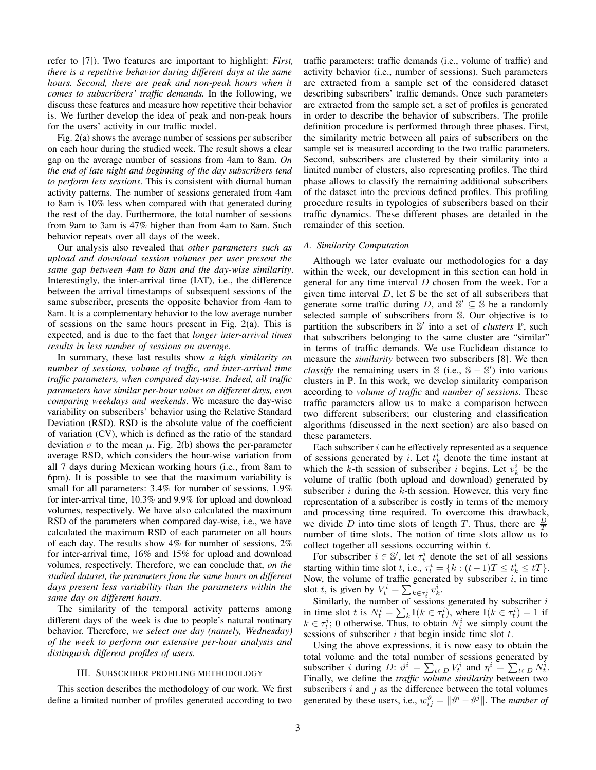refer to [7]). Two features are important to highlight: *First, there is a repetitive behavior during different days at the same hours. Second, there are peak and non-peak hours when it comes to subscribers' traffic demands.* In the following, we discuss these features and measure how repetitive their behavior is. We further develop the idea of peak and non-peak hours for the users' activity in our traffic model.

Fig. 2(a) shows the average number of sessions per subscriber on each hour during the studied week. The result shows a clear gap on the average number of sessions from 4am to 8am. *On the end of late night and beginning of the day subscribers tend to perform less sessions*. This is consistent with diurnal human activity patterns. The number of sessions generated from 4am to 8am is 10% less when compared with that generated during the rest of the day. Furthermore, the total number of sessions from 9am to 3am is 47% higher than from 4am to 8am. Such behavior repeats over all days of the week.

Our analysis also revealed that *other parameters such as upload and download session volumes per user present the same gap between 4am to 8am and the day-wise similarity*. Interestingly, the inter-arrival time (IAT), i.e., the difference between the arrival timestamps of subsequent sessions of the same subscriber, presents the opposite behavior from 4am to 8am. It is a complementary behavior to the low average number of sessions on the same hours present in Fig. 2(a). This is expected, and is due to the fact that *longer inter-arrival times results in less number of sessions on average*.

In summary, these last results show *a high similarity on number of sessions, volume of traffic, and inter-arrival time traffic parameters, when compared day-wise. Indeed, all traffic parameters have similar per-hour values on different days, even comparing weekdays and weekends*. We measure the day-wise variability on subscribers' behavior using the Relative Standard Deviation (RSD). RSD is the absolute value of the coefficient of variation (CV), which is defined as the ratio of the standard deviation $\sigma$ to the mean $\mu$. Fig. 2(b) shows the per-parameter average RSD, which considers the hour-wise variation from all 7 days during Mexican working hours (i.e., from 8am to 6pm). It is possible to see that the maximum variability is small for all parameters: 3.4% for number of sessions, 1.9% for inter-arrival time, 10.3% and 9.9% for upload and download volumes, respectively. We have also calculated the maximum RSD of the parameters when compared day-wise, i.e., we have calculated the maximum RSD of each parameter on all hours of each day. The results show 4% for number of sessions, 2% for inter-arrival time, 16% and 15% for upload and download volumes, respectively. Therefore, we can conclude that, *on the studied dataset, the parameters from the same hours on different days present less variability than the parameters within the same day on different hours*.

The similarity of the temporal activity patterns among different days of the week is due to people's natural routinary behavior. Therefore, *we select one day (namely, Wednesday) of the week to perform our extensive per-hour analysis and distinguish different profiles of users.*

## III. Subscriber profiling methodology

This section describes the methodology of our work. We first define a limited number of profiles generated according to two traffic parameters: traffic demands (i.e., volume of traffic) and activity behavior (i.e., number of sessions). Such parameters are extracted from a sample set of the considered dataset describing subscribers' traffic demands. Once such parameters are extracted from the sample set, a set of profiles is generated in order to describe the behavior of subscribers. The profile definition procedure is performed through three phases. First, the similarity metric between all pairs of subscribers on the sample set is measured according to the two traffic parameters. Second, subscribers are clustered by their similarity into a limited number of clusters, also representing profiles. The third phase allows to classify the remaining additional subscribers of the dataset into the previous defined profiles. This profiling procedure results in typologies of subscribers based on their traffic dynamics. These different phases are detailed in the remainder of this section.

### A. Similarity Computation

Although we later evaluate our methodologies for a day within the week, our development in this section can hold in general for any time interval $D$ chosen from the week. For a given time interval $D$, let $\mathbb{S}$ be the set of all subscribers that generate some traffic during $D$, and $\mathbb{S}' \subseteq \mathbb{S}$ be a randomly selected sample of subscribers from $\mathbb{S}$. Our objective is to partition the subscribers in $\mathbb{S}'$ into a set of *clusters* $\mathbb{P}$, such that subscribers belonging to the same cluster are "similar" in terms of traffic demands. We use Euclidean distance to measure the *similarity* between two subscribers [8]. We then *classify* the remaining users in $\mathbb{S}$ (i.e., $\mathbb{S} - \mathbb{S}'$) into various clusters in $\mathbb{P}$. In this work, we develop similarity comparison according to *volume of traffic* and *number of sessions*. These traffic parameters allow us to make a comparison between two different subscribers; our clustering and classification algorithms (discussed in the next section) are also based on these parameters.

Each subscriber $i$ can be effectively represented as a sequence of sessions generated by $i$. Let $t_k^i$ denote the time instant at which the $k$-th session of subscriber $i$ begins. Let $v_k^i$ be the volume of traffic (both upload and download) generated by subscriber $i$ during the $k$-th session. However, this very fine representation of a subscriber is costly in terms of the memory and processing time required. To overcome this drawback, we divide $D$ into time slots of length $T$. Thus, there are $\frac{D}{T}$ number of time slots. The notion of time slots allow us to collect together all sessions occurring within $t$.

For subscriber $i \in \mathbb{S}'$, let $\tau_t^i$ denote the set of all sessions starting within time slot $t$, i.e., $\tau_t^i = \{k : (t-1)T \leq t_k^i \leq tT\}$. Now, the volume of traffic generated by subscriber $i$, in time slot $t$, is given by $V_t^i = \sum_{k \in \tau_t^i} v_k^i$.

Similarly, the number of sessions generated by subscriber $i$ in time slot $t$ is $N_t^i = \sum_k \mathbb{I}(k \in \tau_t^i)$, where $\mathbb{I}(k \in \tau_t^i) = 1$ if $k \in \tau_t^i$; 0 otherwise. Thus, to obtain $N_t^i$ we simply count the sessions of subscriber $i$ that begin inside time slot $t$.

Using the above expressions, it is now easy to obtain the total volume and the total number of sessions generated by subscriber $i$ during $D$: $\vartheta^i = \sum_{t \in D} V_t^i$ and $\eta^i = \sum_{t \in D} N_t^i$. Finally, we define the *traffic volume similarity* between two subscribers $i$ and $j$ as the difference between the total volumes generated by these users, i.e., $w_{ij}^{\vartheta} = \|\vartheta^i - \vartheta^j\|$. The *number of*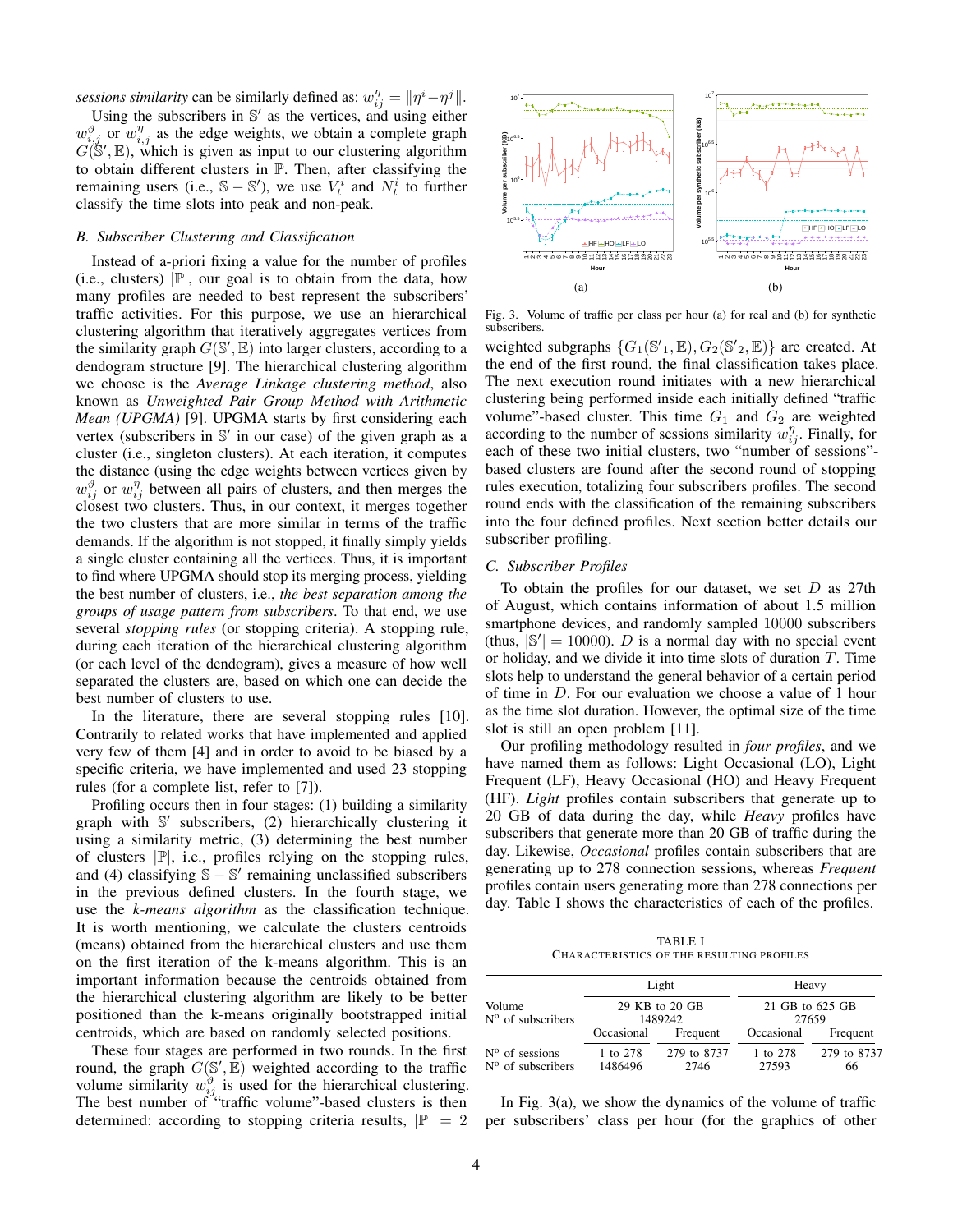*sessions similarity* can be similarly defined as: $w^{\eta}_{ij} = \|\eta^i - \eta^j\|$.

Using the subscribers in $\mathbb{S}'$ as the vertices, and using either $w^{\vartheta}_{i,j}$ or $w^{\eta}_{i,j}$ as the edge weights, we obtain a complete graph $G(\mathbb{S}', \mathbb{E})$, which is given as input to our clustering algorithm to obtain different clusters in $\mathbb{P}$. Then, after classifying the remaining users (i.e., $\mathbb{S} - \mathbb{S}'$), we use $V^i_t$ and $N^i_t$ to further classify the time slots into peak and non-peak.

### B. Subscriber Clustering and Classification

Instead of a-priori fixing a value for the number of profiles (i.e., clusters) $|\mathbb{P}|$, our goal is to obtain from the data, how many profiles are needed to best represent the subscribers' traffic activities. For this purpose, we use an hierarchical clustering algorithm that iteratively aggregates vertices from the similarity graph $G(\mathbb{S}', \mathbb{E})$ into larger clusters, according to a dendogram structure [9]. The hierarchical clustering algorithm we choose is the *Average Linkage clustering method*, also known as *Unweighted Pair Group Method with Arithmetic Mean (UPGMA)* [9]. UPGMA starts by first considering each vertex (subscribers in $\mathbb{S}'$ in our case) of the given graph as a cluster (i.e., singleton clusters). At each iteration, it computes the distance (using the edge weights between vertices given by $w^{\vartheta}_{ij}$ or $w^{\eta}_{ij}$ between all pairs of clusters, and then merges the closest two clusters. Thus, in our context, it merges together the two clusters that are more similar in terms of the traffic demands. If the algorithm is not stopped, it finally simply yields a single cluster containing all the vertices. Thus, it is important to find where UPGMA should stop its merging process, yielding the best number of clusters, i.e., *the best separation among the groups of usage pattern from subscribers*. To that end, we use several *stopping rules* (or stopping criteria). A stopping rule, during each iteration of the hierarchical clustering algorithm (or each level of the dendogram), gives a measure of how well separated the clusters are, based on which one can decide the best number of clusters to use.

In the literature, there are several stopping rules [10]. Contrarily to related works that have implemented and applied very few of them [4] and in order to avoid to be biased by a specific criteria, we have implemented and used 23 stopping rules (for a complete list, refer to [7]).

Profiling occurs then in four stages: (1) building a similarity graph with $\mathbb{S}'$ subscribers, (2) hierarchically clustering it using a similarity metric, (3) determining the best number of clusters $|\mathbb{P}|$, i.e., profiles relying on the stopping rules, and (4) classifying $\mathbb{S} - \mathbb{S}'$ remaining unclassified subscribers in the previous defined clusters. In the fourth stage, we use the *k-means algorithm* as the classification technique. It is worth mentioning, we calculate the clusters centroids (means) obtained from the hierarchical clusters and use them on the first iteration of the k-means algorithm. This is an important information because the centroids obtained from the hierarchical clustering algorithm are likely to be better positioned than the k-means originally bootstrapped initial centroids, which are based on randomly selected positions.

These four stages are performed in two rounds. In the first round, the graph $G(\mathbb{S}', \mathbb{E})$ weighted according to the traffic volume similarity $w^{\vartheta}_{ij}$ is used for the hierarchical clustering. The best number of "traffic volume"-based clusters is then determined: according to stopping criteria results, $|\mathbb{P}| = 2$ weighted subgraphs $\{G_1(\mathbb{S}'_1, \mathbb{E}), G_2(\mathbb{S}'_2, \mathbb{E})\}$ are created. At the end of the first round, the final classification takes place. The next execution round initiates with a new hierarchical clustering being performed inside each initially defined "traffic volume"-based cluster. This time $G_1$ and $G_2$ are weighted according to the number of sessions similarity $w^{\eta}_{ij}$. Finally, for each of these two initial clusters, two "number of sessions"-based clusters are found after the second round of stopping rules execution, totalizing four subscribers profiles. The second round ends with the classification of the remaining subscribers into the four defined profiles. Next section better details our subscriber profiling.

Fig. 3. Volume of traffic per class per hour (a) for real and (b) for synthetic subscribers.

### C. Subscriber Profiles

To obtain the profiles for our dataset, we set $D$ as 27th of August, which contains information of about 1.5 million smartphone devices, and randomly sampled 10000 subscribers (thus, $|\mathbb{S}'| = 10000$). $D$ is a normal day with no special event or holiday, and we divide it into time slots of duration $T$. Time slots help to understand the general behavior of a certain period of time in $D$. For our evaluation we choose a value of 1 hour as the time slot duration. However, the optimal size of the time slot is still an open problem [11].

Our profiling methodology resulted in *four profiles*, and we have named them as follows: Light Occasional (LO), Light Frequent (LF), Heavy Occasional (HO) and Heavy Frequent (HF). *Light* profiles contain subscribers that generate up to 20 GB of data during the day, while *Heavy* profiles have subscribers that generate more than 20 GB of traffic during the day. Likewise, *Occasional* profiles contain subscribers that are generating up to 278 connection sessions, whereas *Frequent* profiles contain users generating more than 278 connections per day. Table I shows the characteristics of each of the profiles.

TABLE I
CHARACTERISTICS OF THE RESULTING PROFILES

| | Light | | Heavy | |
|---|---|---|---|---|
| Volume | 29 KB to 20 GB | | 21 GB to 625 GB | |
| Nº of subscribers | 1489242 | | 27659 | |
| | Occasional | Frequent | Occasional | Frequent |
| Nº of sessions | 1 to 278 | 279 to 8737 | 1 to 278 | 279 to 8737 |
| Nº of subscribers | 1486496 | 2746 | 27593 | 66 |

In Fig. 3(a), we show the dynamics of the volume of traffic per subscribers' class per hour (for the graphics of other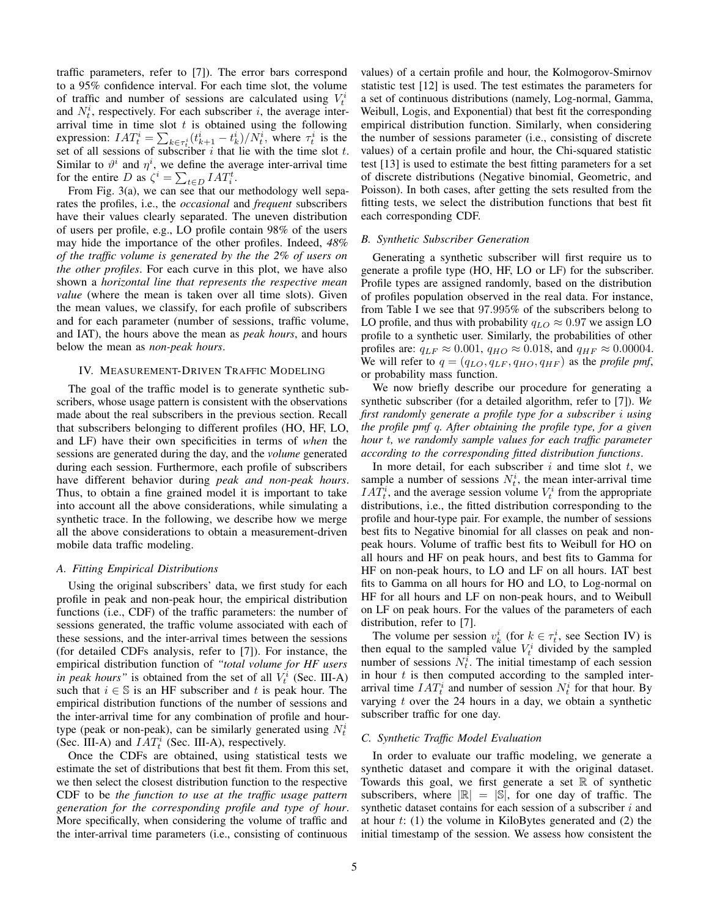traffic parameters, refer to [7]). The error bars correspond to a 95% confidence interval. For each time slot, the volume of traffic and number of sessions are calculated using $V_t^i$ and $N_t^i$, respectively. For each subscriber $i$, the average inter-arrival time in time slot $t$ is obtained using the following expression: $IAT_t^i = \sum_{k \in \tau_t^i}(t_{k+1}^i - t_k^i)/N_t^i$, where $\tau_t^i$ is the set of all sessions of subscriber $i$ that lie with the time slot $t$. Similar to $\vartheta^i$ and $\eta^i$, we define the average inter-arrival time for the entire $D$ as $\zeta^i = \sum_{t \in D} IAT_i^t$.

From Fig. 3(a), we can see that our methodology well separates the profiles, i.e., the *occasional* and *frequent* subscribers have their values clearly separated. The uneven distribution of users per profile, e.g., LO profile contain 98% of the users may hide the importance of the other profiles. Indeed, *48% of the traffic volume is generated by the the 2% of users on the other profiles*. For each curve in this plot, we have also shown a *horizontal line that represents the respective mean value* (where the mean is taken over all time slots). Given the mean values, we classify, for each profile of subscribers and for each parameter (number of sessions, traffic volume, and IAT), the hours above the mean as *peak hours*, and hours below the mean as *non-peak hours*.

## IV. Measurement-Driven Traffic Modeling

The goal of the traffic model is to generate synthetic subscribers, whose usage pattern is consistent with the observations made about the real subscribers in the previous section. Recall that subscribers belonging to different profiles (HO, HF, LO, and LF) have their own specificities in terms of *when* the sessions are generated during the day, and the *volume* generated during each session. Furthermore, each profile of subscribers have different behavior during *peak and non-peak hours*. Thus, to obtain a fine grained model it is important to take into account all the above considerations, while simulating a synthetic trace. In the following, we describe how we merge all the above considerations to obtain a measurement-driven mobile data traffic modeling.

### A. Fitting Empirical Distributions

Using the original subscribers' data, we first study for each profile in peak and non-peak hour, the empirical distribution functions (i.e., CDF) of the traffic parameters: the number of sessions generated, the traffic volume associated with each of these sessions, and the inter-arrival times between the sessions (for detailed CDFs analysis, refer to [7]). For instance, the empirical distribution function of *"total volume for HF users in peak hours"* is obtained from the set of all $V_t^i$ (Sec. III-A) such that $i \in \mathbb{S}$ is an HF subscriber and $t$ is peak hour. The empirical distribution functions of the number of sessions and the inter-arrival time for any combination of profile and hour-type (peak or non-peak), can be similarly generated using $N_t^i$ (Sec. III-A) and $IAT_t^i$ (Sec. III-A), respectively.

Once the CDFs are obtained, using statistical tests we estimate the set of distributions that best fit them. From this set, we then select the closest distribution function to the respective CDF to be *the function to use at the traffic usage pattern generation for the corresponding profile and type of hour*. More specifically, when considering the volume of traffic and the inter-arrival time parameters (i.e., consisting of continuous values) of a certain profile and hour, the Kolmogorov-Smirnov statistic test [12] is used. The test estimates the parameters for a set of continuous distributions (namely, Log-normal, Gamma, Weibull, Logis, and Exponential) that best fit the corresponding empirical distribution function. Similarly, when considering the number of sessions parameter (i.e., consisting of discrete values) of a certain profile and hour, the Chi-squared statistic test [13] is used to estimate the best fitting parameters for a set of discrete distributions (Negative binomial, Geometric, and Poisson). In both cases, after getting the sets resulted from the fitting tests, we select the distribution functions that best fit each corresponding CDF.

### B. Synthetic Subscriber Generation

Generating a synthetic subscriber will first require us to generate a profile type (HO, HF, LO or LF) for the subscriber. Profile types are assigned randomly, based on the distribution of profiles population observed in the real data. For instance, from Table I we see that 97.995% of the subscribers belong to LO profile, and thus with probability $q_{LO} \approx 0.97$ we assign LO profile to a synthetic user. Similarly, the probabilities of other profiles are: $q_{LF} \approx 0.001$, $q_{HO} \approx 0.018$, and $q_{HF} \approx 0.00004$. We will refer to $q = (q_{LO}, q_{LF}, q_{HO}, q_{HF})$ as the *profile pmf*, or probability mass function.

We now briefly describe our procedure for generating a synthetic subscriber (for a detailed algorithm, refer to [7]). *We first randomly generate a profile type for a subscriber $i$ using the profile pmf $q$. After obtaining the profile type, for a given hour $t$, we randomly sample values for each traffic parameter according to the corresponding fitted distribution functions*.

In more detail, for each subscriber $i$ and time slot $t$, we sample a number of sessions $N_t^i$, the mean inter-arrival time $IAT_t^i$, and the average session volume $V_t^i$ from the appropriate distributions, i.e., the fitted distribution corresponding to the profile and hour-type pair. For example, the number of sessions best fits to Negative binomial for all classes on peak and non-peak hours. Volume of traffic best fits to Weibull for HO on all hours and HF on peak hours, and best fits to Gamma for HF on non-peak hours, to LO and LF on all hours. IAT best fits to Gamma on all hours for HO and LO, to Log-normal on HF for all hours and LF on non-peak hours, and to Weibull on LF on peak hours. For the values of the parameters of each distribution, refer to [7].

The volume per session $v_k^i$ (for $k \in \tau_t^i$, see Section IV) is then equal to the sampled value $V_t^i$ divided by the sampled number of sessions $N_t^i$. The initial timestamp of each session in hour $t$ is then computed according to the sampled inter-arrival time $IAT_t^i$ and number of session $N_t^i$ for that hour. By varying $t$ over the 24 hours in a day, we obtain a synthetic subscriber traffic for one day.

### C. Synthetic Traffic Model Evaluation

In order to evaluate our traffic modeling, we generate a synthetic dataset and compare it with the original dataset. Towards this goal, we first generate a set $\mathbb{R}$ of synthetic subscribers, where $|\mathbb{R}| = |\mathbb{S}|$, for one day of traffic. The synthetic dataset contains for each session of a subscriber $i$ and at hour $t$: (1) the volume in KiloBytes generated and (2) the initial timestamp of the session. We assess how consistent the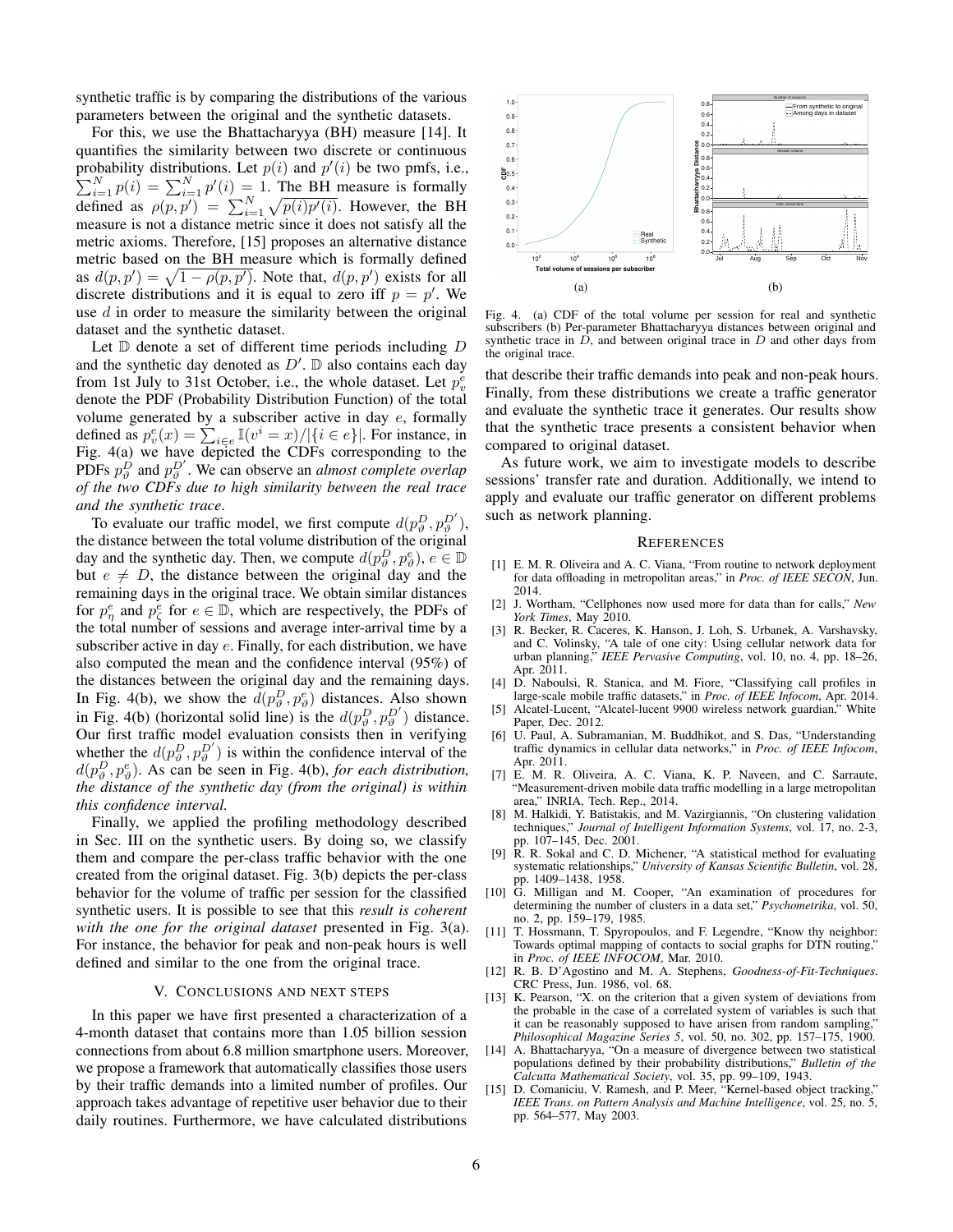synthetic traffic is by comparing the distributions of the various parameters between the original and the synthetic datasets.

For this, we use the Bhattacharyya (BH) measure [14]. It quantifies the similarity between two discrete or continuous probability distributions. Let $p(i)$ and $p'(i)$ be two pmfs, i.e., $\sum_{i=1}^{N} p(i) = \sum_{i=1}^{N} p'(i) = 1$. The BH measure is formally defined as $\rho(p, p') = \sum_{i=1}^{N} \sqrt{p(i)p'(i)}$. However, the BH measure is not a distance metric since it does not satisfy all the metric axioms. Therefore, [15] proposes an alternative distance metric based on the BH measure which is formally defined as $d(p, p') = \sqrt{1 - \rho(p, p')}$. Note that, $d(p, p')$ exists for all discrete distributions and it is equal to zero iff $p = p'$. We use $d$ in order to measure the similarity between the original dataset and the synthetic dataset.

Let $\mathbb{D}$ denote a set of different time periods including $D$ and the synthetic day denoted as $D'$. $\mathbb{D}$ also contains each day from 1st July to 31st October, i.e., the whole dataset. Let $p_v^e$ denote the PDF (Probability Distribution Function) of the total volume generated by a subscriber active in day $e$, formally defined as $p_v^e(x) = \sum_{i \in e} \mathbb{I}(v^i = x)/|\{i \in e\}|$. For instance, in Fig. 4(a) we have depicted the CDFs corresponding to the PDFs $p_\vartheta^D$ and $p_\vartheta^{D'}$. We can observe an *almost complete overlap of the two CDFs due to high similarity between the real trace and the synthetic trace*.

To evaluate our traffic model, we first compute $d(p_\vartheta^D, p_\vartheta^{D'})$, the distance between the total volume distribution of the original day and the synthetic day. Then, we compute $d(p_\vartheta^D, p_\vartheta^e)$, $e \in \mathbb{D}$ but $e \neq D$, the distance between the original day and the remaining days in the original trace. We obtain similar distances for $p_\eta^e$ and $p_\zeta^e$ for $e \in \mathbb{D}$, which are respectively, the PDFs of the total number of sessions and average inter-arrival time by a subscriber active in day $e$. Finally, for each distribution, we have also computed the mean and the confidence interval (95%) of the distances between the original day and the remaining days. In Fig. 4(b), we show the $d(p_\vartheta^D, p_\vartheta^e)$ distances. Also shown in Fig. 4(b) (horizontal solid line) is the $d(p_\vartheta^D, p_\vartheta^{D'})$ distance. Our first traffic model evaluation consists then in verifying whether the $d(p_\vartheta^D, p_\vartheta^{D'})$ is within the confidence interval of the $d(p_\vartheta^D, p_\vartheta^e)$. As can be seen in Fig. 4(b), *for each distribution, the distance of the synthetic day (from the original) is within this confidence interval.*

Finally, we applied the profiling methodology described in Sec. III on the synthetic users. By doing so, we classify them and compare the per-class traffic behavior with the one created from the original dataset. Fig. 3(b) depicts the per-class behavior for the volume of traffic per session for the classified synthetic users. It is possible to see that this *result is coherent with the one for the original dataset* presented in Fig. 3(a). For instance, the behavior for peak and non-peak hours is well defined and similar to the one from the original trace.

1.0
0.9
0.8
0.7
0.6
0.5
0.4
0.3
0.2
0.1
0.0
CDF
$10^2$ $10^4$ $10^6$ $10^8$
Total volume of sessions per subscriber
Real
Synthetic

Number of sessions
Session volume
Inter-arrival time
Bhattacharyya Distance
From synthetic to original
Among days in dataset
Jul Aug Sep Oct Nov

(a) (b)

Fig. 4. (a) CDF of the total volume per session for real and synthetic subscribers (b) Per-parameter Bhattacharyya distances between original and synthetic trace in $D$, and between original trace in $D$ and other days from the original trace.

## V. Conclusions and Next Steps

In this paper we have first presented a characterization of a 4-month dataset that contains more than 1.05 billion session connections from about 6.8 million smartphone users. Moreover, we propose a framework that automatically classifies those users by their traffic demands into a limited number of profiles. Our approach takes advantage of repetitive user behavior due to their daily routines. Furthermore, we have calculated distributions that describe their traffic demands into peak and non-peak hours. Finally, from these distributions we create a traffic generator and evaluate the synthetic trace it generates. Our results show that the synthetic trace presents a consistent behavior when compared to original dataset.

As future work, we aim to investigate models to describe sessions' transfer rate and duration. Additionally, we intend to apply and evaluate our traffic generator on different problems such as network planning.

## References

[1] E. M. R. Oliveira and A. C. Viana, "From routine to network deployment for data offloading in metropolitan areas," in *Proc. of IEEE SECON*, Jun. 2014.

[2] J. Wortham, "Cellphones now used more for data than for calls," *New York Times*, May 2010.

[3] R. Becker, R. Caceres, K. Hanson, J. Loh, S. Urbanek, A. Varshavsky, and C. Volinsky, "A tale of one city: Using cellular network data for urban planning," *IEEE Pervasive Computing*, vol. 10, no. 4, pp. 18–26, Apr. 2011.

[4] D. Naboulsi, R. Stanica, and M. Fiore, "Classifying call profiles in large-scale mobile traffic datasets," in *Proc. of IEEE Infocom*, Apr. 2014.

[5] Alcatel-Lucent, "Alcatel-lucent 9900 wireless network guardian," White Paper, Dec. 2012.

[6] U. Paul, A. Subramanian, M. Buddhikot, and S. Das, "Understanding traffic dynamics in cellular data networks," in *Proc. of IEEE Infocom*, Apr. 2011.

[7] E. M. R. Oliveira, A. C. Viana, K. P. Naveen, and C. Sarraute, "Measurement-driven mobile data traffic modelling in a large metropolitan area," INRIA, Tech. Rep., 2014.

[8] M. Halkidi, Y. Batistakis, and M. Vazirgiannis, "On clustering validation techniques," *Journal of Intelligent Information Systems*, vol. 17, no. 2-3, pp. 107–145, Dec. 2001.

[9] R. R. Sokal and C. D. Michener, "A statistical method for evaluating systematic relationships," *University of Kansas Scientific Bulletin*, vol. 28, pp. 1409–1438, 1958.

[10] G. Milligan and M. Cooper, "An examination of procedures for determining the number of clusters in a data set," *Psychometrika*, vol. 50, no. 2, pp. 159–179, 1985.

[11] T. Hossmann, T. Spyropoulos, and F. Legendre, "Know thy neighbor: Towards optimal mapping of contacts to social graphs for DTN routing," in *Proc. of IEEE INFOCOM*, Mar. 2010.

[12] R. B. D'Agostino and M. A. Stephens, *Goodness-of-Fit-Techniques*. CRC Press, Jun. 1986, vol. 68.

[13] K. Pearson, "X. on the criterion that a given system of deviations from the probable in the case of a correlated system of variables is such that it can be reasonably supposed to have arisen from random sampling," *Philosophical Magazine Series 5*, vol. 50, no. 302, pp. 157–175, 1900.

[14] A. Bhattacharyya, "On a measure of divergence between two statistical populations defined by their probability distributions," *Bulletin of the Calcutta Mathematical Society*, vol. 35, pp. 99–109, 1943.

[15] D. Comaniciu, V. Ramesh, and P. Meer, "Kernel-based object tracking," *IEEE Trans. on Pattern Analysis and Machine Intelligence*, vol. 25, no. 5, pp. 564–577, May 2003.